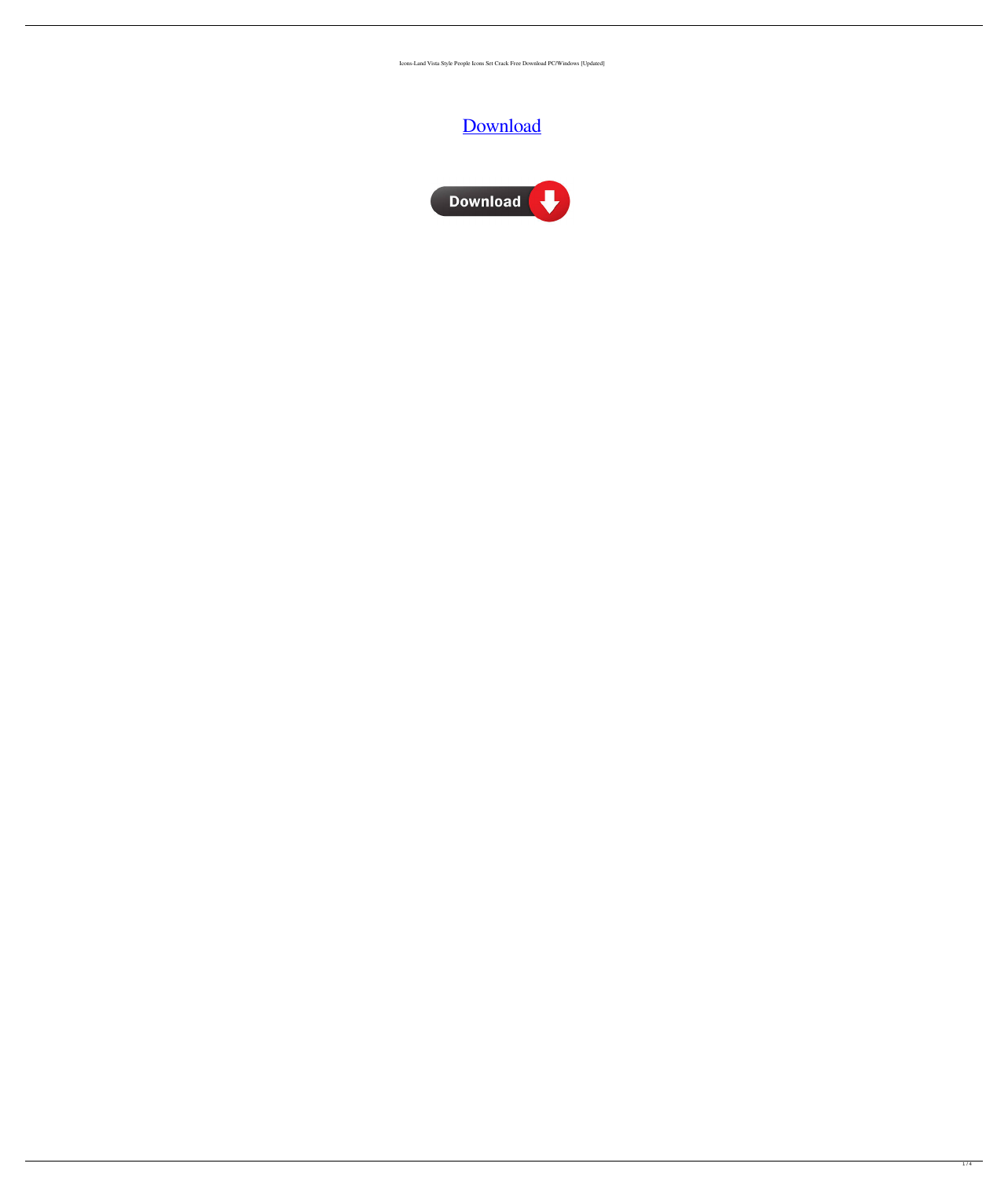Icons-Land Vista Style People Icons Set Crack Free Download PC/Windows [Updated]

[Download](#)

Download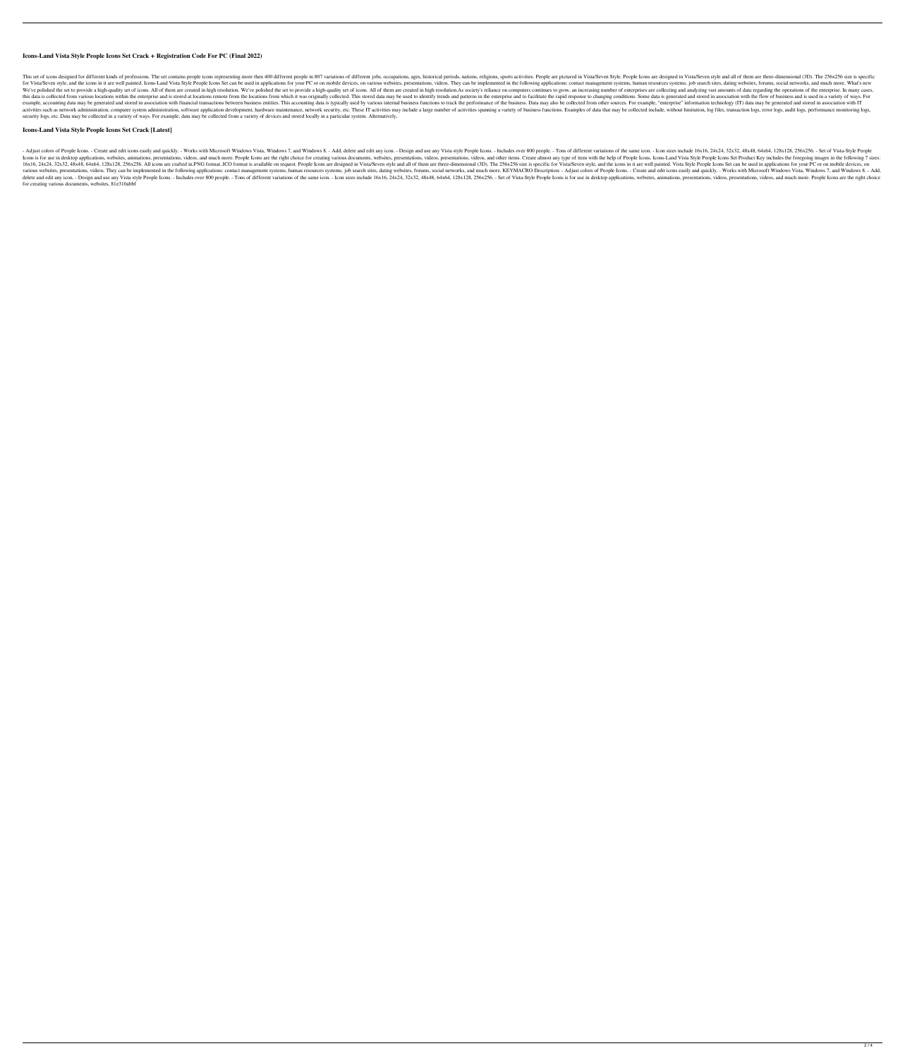## Icons-Land Vista Style People Icons Set Crack + Registration Code For PC (Final 2022)

This set of icons designed for different kinds of professions. The set contains people icons representing more then 400 different people in 807 variations of different jobs, occupations, ages, historical periods, nations, religions, sports activities. People are pictured in Vista/Seven Style. People Icons are designed in Vista/Seven style and all of them are three-dimensional (3D). The 256x256 size is specific for Vista/Seven style, and the icons in it are well painted. Icons-Land Vista Style People Icons Set can be used in applications for your PC or on mobile devices, on various websites, presentations, videos. They can be implemented in the following applications: contact management systems, human resources systems, job search sites, dating websites, forums, social networks, and much more. What's new We've polished the set to provide a high-quality set of icons. All of them are created in high resolution. We've polished the set to provide a high-quality set of icons. All of them are created in high resolution.As society's reliance on computers continues to grow, an increasing number of enterprises are collecting and analyzing vast amounts of data regarding the operations of the enterprise. In many cases, this data is collected from various locations within the enterprise and is stored at locations remote from the locations from which it was originally collected. This stored data may be used to identify trends and patterns in the enterprise and to facilitate the rapid response to changing conditions. Some data is generated and stored in association with the flow of business and is used in a variety of ways. For example, accounting data may be generated and stored in association with financial transactions between business entities. This accounting data is typically used by various internal business functions to track the performance of the business. Data may also be collected from other sources. For example, "enterprise" information technology (IT) data may be generated and stored in association with IT activities such as network administration, computer system administration, software application development, hardware maintenance, network security, etc. These IT activities may include a large number of activities spanning a variety of business functions. Examples of data that may be collected include, without limitation, log files, transaction logs, error logs, audit logs, performance monitoring logs, security logs, etc. Data may be collected in a variety of ways. For example, data may be collected from a variety of devices and stored locally in a particular system. Alternatively,

## Icons-Land Vista Style People Icons Set Crack [Latest]

- Adjust colors of People Icons. - Create and edit icons easily and quickly. - Works with Microsoft Windows Vista, Windows 7, and Windows 8. - Add, delete and edit any icon. - Design and use any Vista style People Icons. - Includes over 800 people. - Tons of different variations of the same icon. - Icon sizes include 16x16, 24x24, 32x32, 48x48, 64x64, 128x128, 256x256. - Set of Vista-Style People Icons is for use in desktop applications, websites, animations, presentations, videos, and much more. People Icons are the right choice for creating various documents, websites, presentations, videos, presentations, videos, and other items. Create almost any type of item with the help of People Icons. Icons-Land Vista Style People Icons Set Product Key includes the foregoing images in the following 7 sizes: 16x16, 24x24, 32x32, 48x48, 64x64, 128x128, 256x256. All icons are crafted in.PNG format..ICO format is available on request. People Icons are designed in Vista/Seven style and all of them are three-dimensional (3D). The 256x256 size is specific for Vista/Seven style, and the icons in it are well painted. Vista Style People Icons Set can be used in applications for your PC or on mobile devices, on various websites, presentations, videos. They can be implemented in the following applications: contact management systems, human resources systems, job search sites, dating websites, forums, social networks, and much more. KEYMACRO Description: - Adjust colors of People Icons. - Create and edit icons easily and quickly. - Works with Microsoft Windows Vista, Windows 7, and Windows 8. - Add, delete and edit any icon. - Design and use any Vista style People Icons. - Includes over 800 people. - Tons of different variations of the same icon. - Icon sizes include 16x16, 24x24, 32x32, 48x48, 64x64, 128x128, 256x256. - Set of Vista-Style People Icons is for use in desktop applications, websites, animations, presentations, videos, presentations, videos, and much more. People Icons are the right choice for creating various documents, websites, 81e310abbf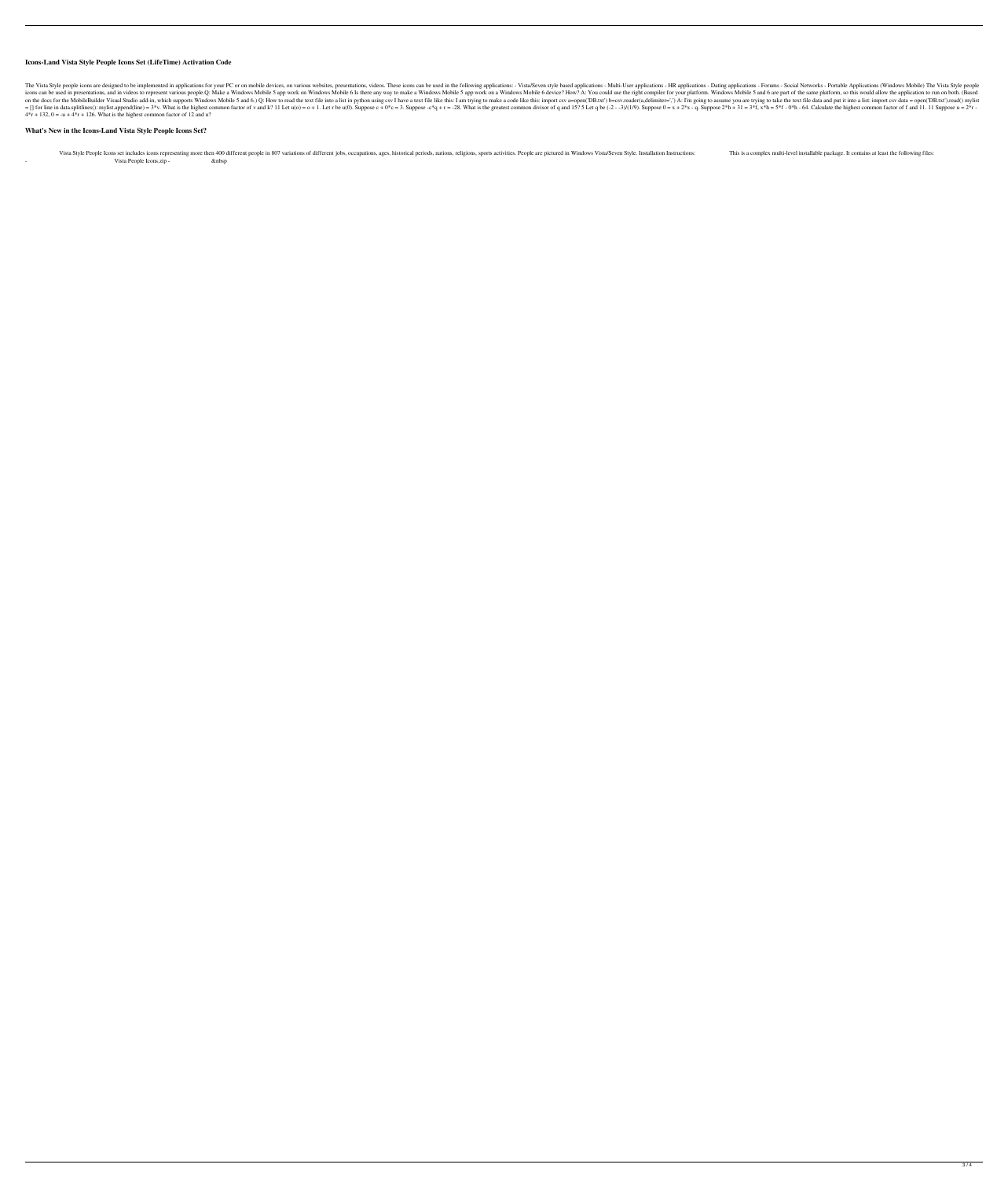### Icons-Land Vista Style People Icons Set (LifeTime) Activation Code

The Vista Style people icons are designed to be implemented in applications for your PC or on mobile devices, on various websites, presentations, videos. These icons can be used in the following applications: - Vista/Seven style based applications - Multi-User applications - HR applications - Dating applications - Forums - Social Networks - Portable Applications (Windows Mobile) The Vista Style people icons can be used in presentations, and in videos to represent various people.Q: Make a Windows Mobile 5 app work on Windows Mobile 6 Is there any way to make a Windows Mobile 5 app work on a Windows Mobile 6 device? How? A: You could use the right compiler for your platform. Windows Mobile 5 and 6 are part of the same platform, so this would allow the application to run on both. (Based on the docs for the MobileBuilder Visual Studio add-in, which supports Windows Mobile 5 and 6.) Q: How to read the text file into a list in python using csv I have a text file like this: I am trying to make a code like this: import csv a=open('DB.txt') b=csv.reader(a,delimiter=',') A: I'm going to assume you are trying to take the text file data and put it into a list: import csv data = open('DB.txt').read() mylist = [] for line in data.splitlines(): mylist.append(line) = 3*v. What is the highest common factor of v and k? 11 Let u(o) = o + 1. Let r be u(0). Suppose c + 0*c = 3. Suppose -c*q + r = -28. What is the greatest common divisor of q and 15? 5 Let q be (-2 - -3)/(1/9). Suppose 0 = x + 2*x - q. Suppose 2*h + 31 = 3*f, x*h = 5*f - 0*h - 64. Calculate the highest common factor of f and 11. 11 Suppose u = 2*r - 4*r + 132, 0 = -u + 4*r + 126. What is the highest common factor of 12 and u?

### What's New in the Icons-Land Vista Style People Icons Set?

Vista Style People Icons set includes icons representing more then 400 different people in 807 variations of different jobs, occupations, ages, historical periods, nations, religions, sports activities. People are pictured in Windows Vista/Seven Style. Installation Instructions: This is a complex multi-level installable package. It contains at least the following files: - Vista People Icons.zip - &nbsp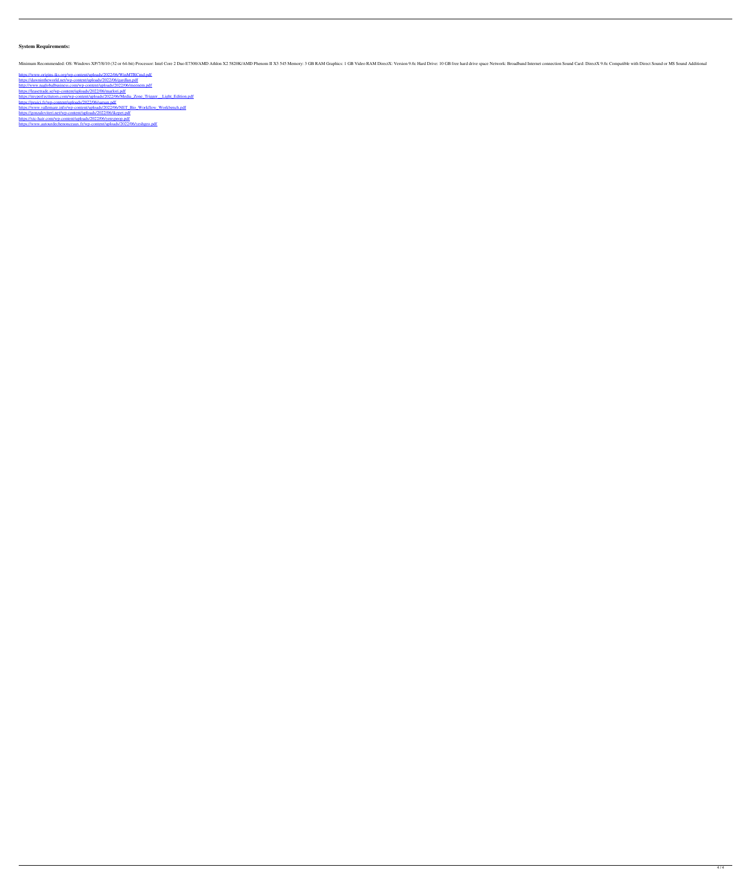**System Requirements:**

Minimum Recommended: OS: Windows XP/7/8/10 (32 or 64-bit) Processor: Intel Core 2 Duo E7300/AMD Athlon X2 5820K/AMD Phenom II X3 545 Memory: 3 GB RAM Graphics: 1 GB Video RAM DirectX: Version 9.0c Hard Drive: 10 GB free hard drive space Network: Broadband Internet connection Sound Card: DirectX 9.0c Compatible with Direct Sound or MS Sound Additional

https://www.origins-iks.org/wp-content/uploads/2022/06/WinMTRCmd.pdf
https://dawnintheworld.net/wp-content/uploads/2022/06/gardlan.pdf
http://www.naglobalbusiness.com/wp-content/uploads/2022/06/meenem.pdf
https://leasetrade.se/wp-content/uploads/2022/06/marlori.pdf
https://myperfecttutors.com/wp-content/uploads/2022/06/Media_Zone_Trigger__Light_Edition.pdf
https://praiçi.fr/wp-content/uploads/2022/06/sarsan.pdf
https://www.vallemare.info/wp-content/uploads/2022/06/NET_Bio_Workflow_Workbench.pdf
https://gonzaloviteri.net/wp-content/uploads/2022/06/ikeper.pdf
https://xtc-hair.com/wp-content/uploads/2022/06/venypeop.pdf
https://www.autourdechenonceaux.fr/wp-content/uploads/2022/06/yeshgeo.pdf